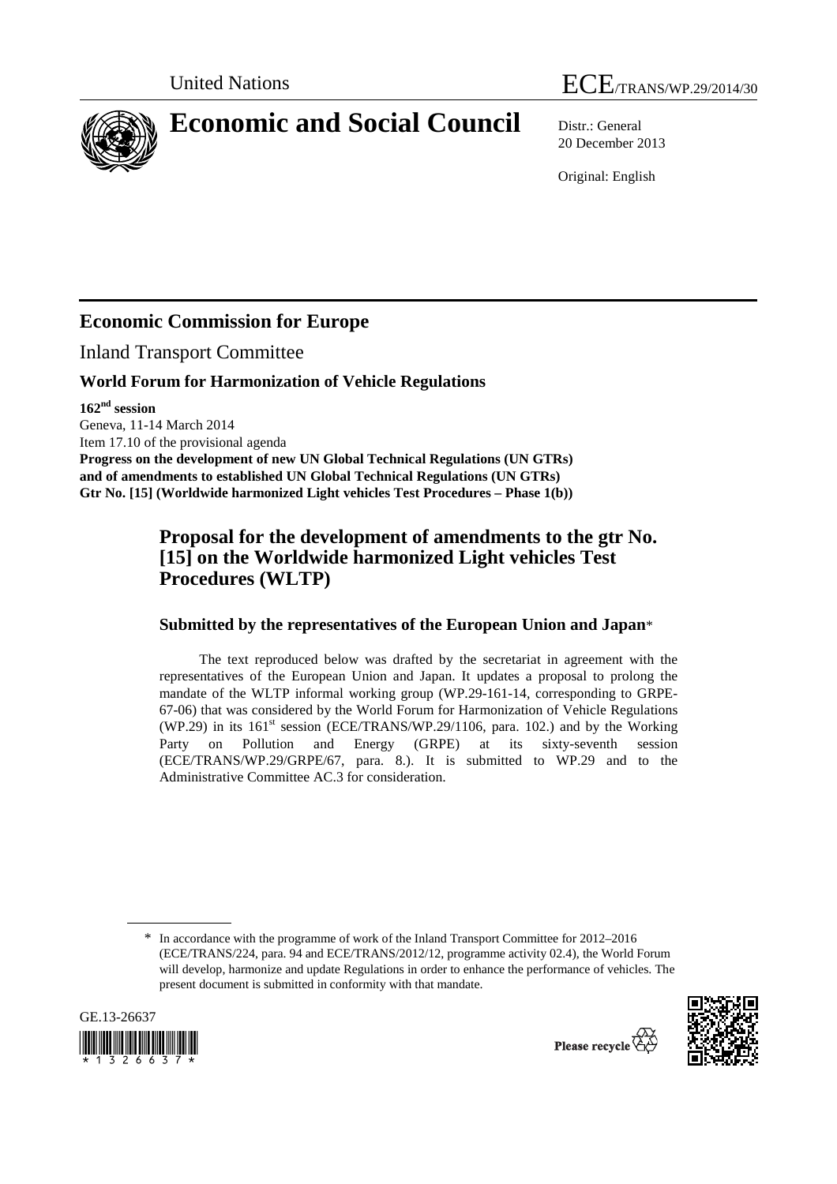United Nations

ECE/TRANS/WP.29/2014/30

# Economic and Social Council

Distr.: General
20 December 2013

Original: English

## Economic Commission for Europe

Inland Transport Committee

### World Forum for Harmonization of Vehicle Regulations

**162[nd] session**
Geneva, 11-14 March 2014
Item 17.10 of the provisional agenda
**Progress on the development of new UN Global Technical Regulations (UN GTRs) and of amendments to established UN Global Technical Regulations (UN GTRs)**
**Gtr No. [15] (Worldwide harmonized Light vehicles Test Procedures – Phase 1(b))**

## Proposal for the development of amendments to the gtr No. [15] on the Worldwide harmonized Light vehicles Test Procedures (WLTP)

### Submitted by the representatives of the European Union and Japan*

The text reproduced below was drafted by the secretariat in agreement with the representatives of the European Union and Japan. It updates a proposal to prolong the mandate of the WLTP informal working group (WP.29-161-14, corresponding to GRPE-67-06) that was considered by the World Forum for Harmonization of Vehicle Regulations (WP.29) in its 161[st] session (ECE/TRANS/WP.29/1106, para. 102.) and by the Working Party on Pollution and Energy (GRPE) at its sixty-seventh session (ECE/TRANS/WP.29/GRPE/67, para. 8.). It is submitted to WP.29 and to the Administrative Committee AC.3 for consideration.

* In accordance with the programme of work of the Inland Transport Committee for 2012–2016 (ECE/TRANS/224, para. 94 and ECE/TRANS/2012/12, programme activity 02.4), the World Forum will develop, harmonize and update Regulations in order to enhance the performance of vehicles. The present document is submitted in conformity with that mandate.

GE.13-26637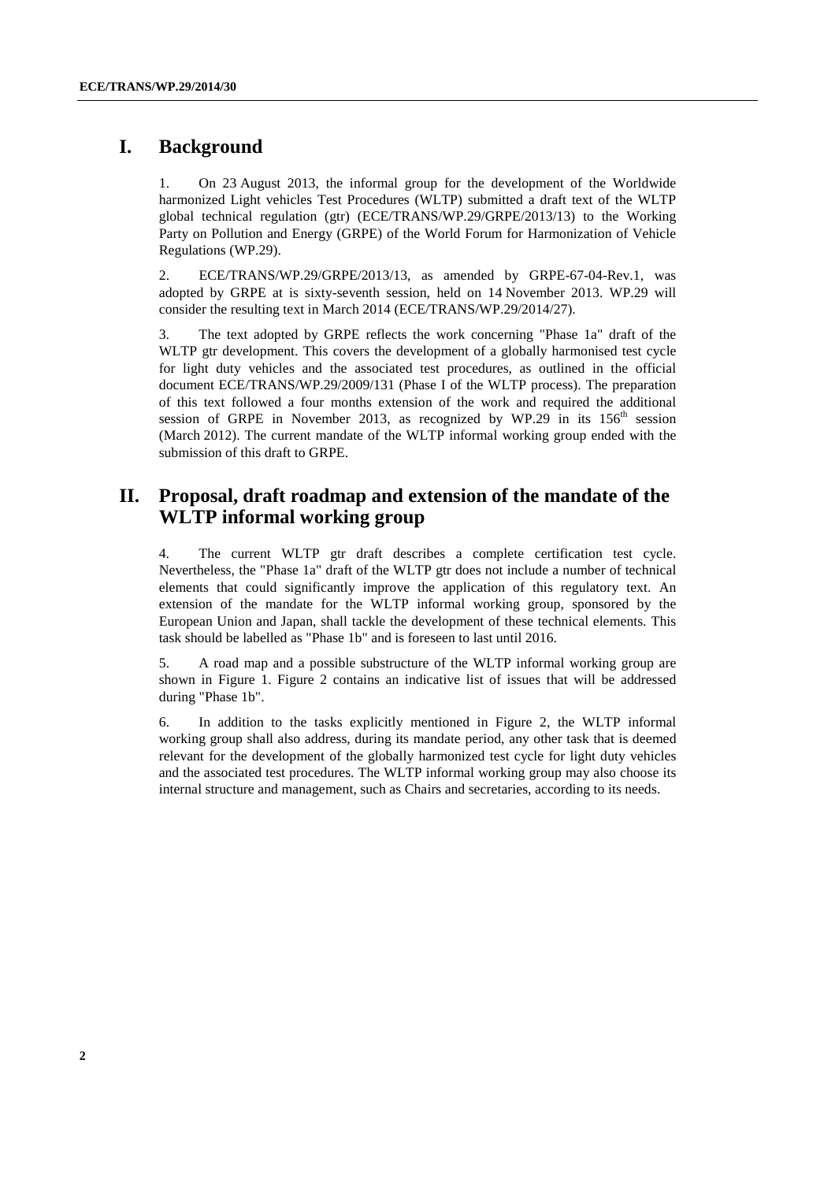# I. Background

1. On 23 August 2013, the informal group for the development of the Worldwide harmonized Light vehicles Test Procedures (WLTP) submitted a draft text of the WLTP global technical regulation (gtr) (ECE/TRANS/WP.29/GRPE/2013/13) to the Working Party on Pollution and Energy (GRPE) of the World Forum for Harmonization of Vehicle Regulations (WP.29).

2. ECE/TRANS/WP.29/GRPE/2013/13, as amended by GRPE-67-04-Rev.1, was adopted by GRPE at is sixty-seventh session, held on 14 November 2013. WP.29 will consider the resulting text in March 2014 (ECE/TRANS/WP.29/2014/27).

3. The text adopted by GRPE reflects the work concerning "Phase 1a" draft of the WLTP gtr development. This covers the development of a globally harmonised test cycle for light duty vehicles and the associated test procedures, as outlined in the official document ECE/TRANS/WP.29/2009/131 (Phase I of the WLTP process). The preparation of this text followed a four months extension of the work and required the additional session of GRPE in November 2013, as recognized by WP.29 in its 156th session (March 2012). The current mandate of the WLTP informal working group ended with the submission of this draft to GRPE.

# II. Proposal, draft roadmap and extension of the mandate of the WLTP informal working group

4. The current WLTP gtr draft describes a complete certification test cycle. Nevertheless, the "Phase 1a" draft of the WLTP gtr does not include a number of technical elements that could significantly improve the application of this regulatory text. An extension of the mandate for the WLTP informal working group, sponsored by the European Union and Japan, shall tackle the development of these technical elements. This task should be labelled as "Phase 1b" and is foreseen to last until 2016.

5. A road map and a possible substructure of the WLTP informal working group are shown in Figure 1. Figure 2 contains an indicative list of issues that will be addressed during "Phase 1b".

6. In addition to the tasks explicitly mentioned in Figure 2, the WLTP informal working group shall also address, during its mandate period, any other task that is deemed relevant for the development of the globally harmonized test cycle for light duty vehicles and the associated test procedures. The WLTP informal working group may also choose its internal structure and management, such as Chairs and secretaries, according to its needs.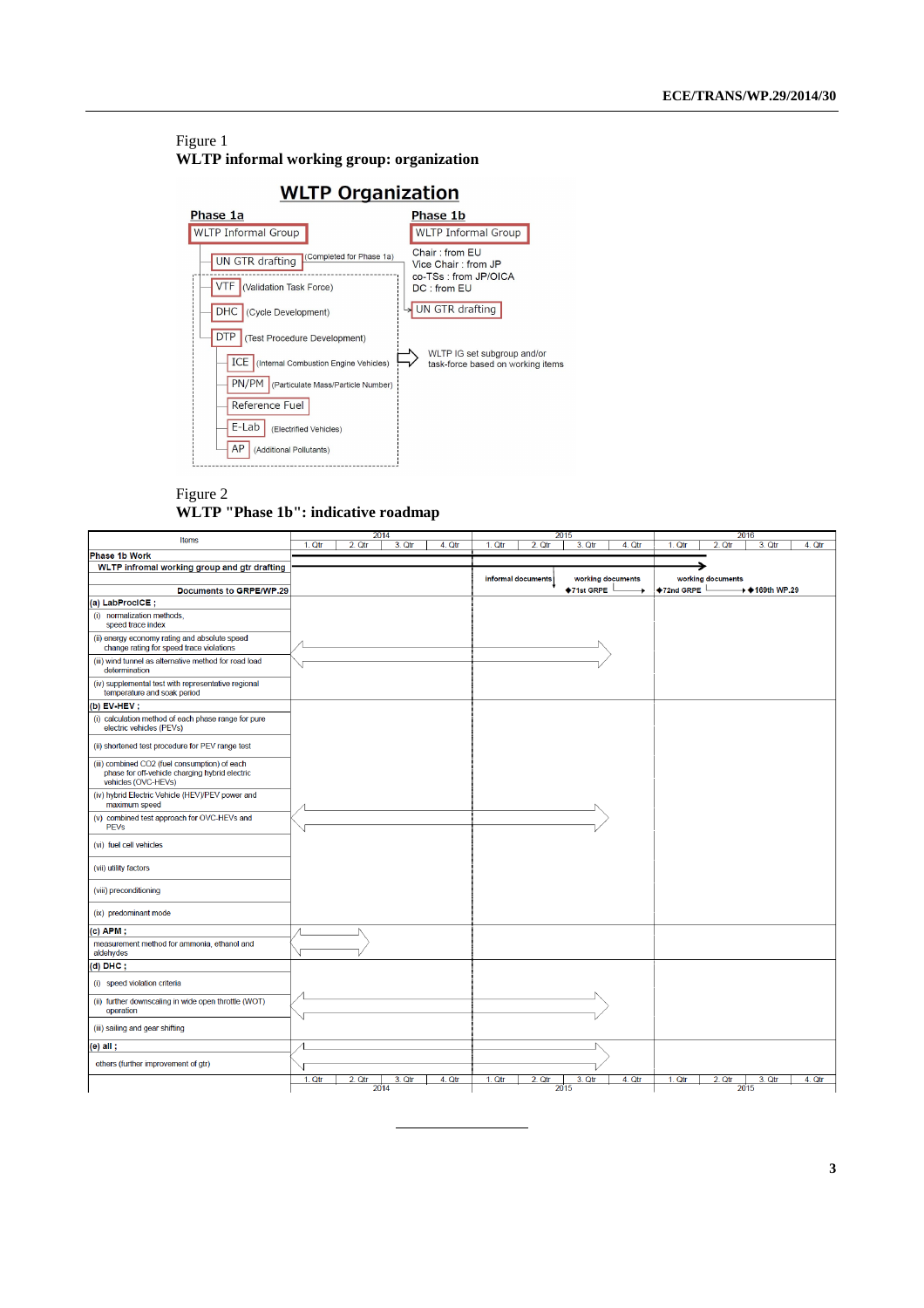Figure 1

**WLTP informal working group: organization**

WLTP Organization

Phase 1a

WLTP Informal Group

UN GTR drafting (Completed for Phase 1a)

VTF (Validation Task Force)

DHC (Cycle Development)

DTP (Test Procedure Development)

ICE (Internal Combustion Engine Vehicles)

PN/PM (Particulate Mass/Particle Number)

Reference Fuel

E-Lab (Electrified Vehicles)

AP (Additional Pollutants)

Phase 1b

WLTP Informal Group

Chair : from EU
Vice Chair : from JP
co-TSs : from JP/OICA
DC : from EU

UN GTR drafting

WLTP IG set subgroup and/or task-force based on working items

Figure 2

**WLTP "Phase 1b": indicative roadmap**

Items

2014: 1. Qtr, 2. Qtr, 3. Qtr, 4. Qtr
2015: 1. Qtr, 2. Qtr, 3. Qtr, 4. Qtr
2016: 1. Qtr, 2. Qtr, 3. Qtr, 4. Qtr

Phase 1b Work

WLTP infromal working group and gtr drafting

Documents to GRPE/WP.29

informal documents

working documents

◆71st GRPE

◆72nd GRPE

◆169th WP.29

(a) LabProcICE ;

(i) normalization methods, speed trace index

(ii) energy economy rating and absolute speed change rating for speed trace violations

(iii) wind tunnel as alternative method for road load determination

(iv) supplemental test with representative regional temperature and soak period

(b) EV-HEV ;

(i) calculation method of each phase range for pure electric vehicles (PEVs)

(ii) shortened test procedure for PEV range test

(iii) combined CO2 (fuel consumption) of each phase for off-vehicle charging hybrid electric vehicles (OVC-HEVs)

(iv) hybrid Electric Vehicle (HEV)/PEV power and maximum speed

(v) combined test approach for OVC-HEVs and PEVs

(vi) fuel cell vehicles

(vii) utility factors

(viii) preconditioning

(ix) predominant mode

(c) APM ;

measurement method for ammonia, ethanol and aldehydes

(d) DHC ;

(i) speed violation criteria

(ii) further downscaling in wide open throttle (WOT) operation

(iii) sailing and gear shifting

(e) all ;

others (further improvement of gtr)

1. Qtr, 2. Qtr, 3. Qtr, 4. Qtr — 2014
1. Qtr, 2. Qtr, 3. Qtr, 4. Qtr — 2015
1. Qtr, 2. Qtr, 3. Qtr, 4. Qtr — 2015